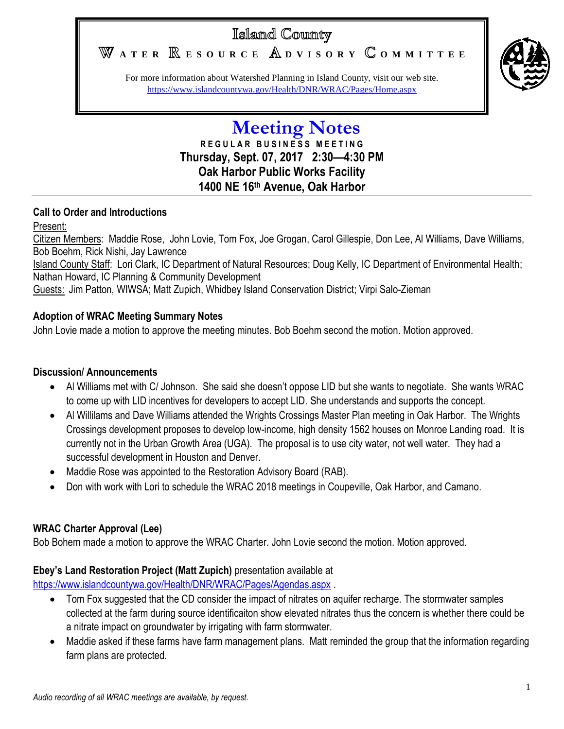# Island County

## WATER RESOURCE ADVISORY COMMITTEE

For more information about Watershed Planning in Island County, visit our web site.
https://www.islandcountywa.gov/Health/DNR/WRAC/Pages/Home.aspx

# Meeting Notes

**REGULAR BUSINESS MEETING**
**Thursday, Sept. 07, 2017 2:30—4:30 PM**
**Oak Harbor Public Works Facility**
**1400 NE 16th Avenue, Oak Harbor**

---

### Call to Order and Introductions

Present:

Citizen Members: Maddie Rose, John Lovie, Tom Fox, Joe Grogan, Carol Gillespie, Don Lee, Al Williams, Dave Williams, Bob Boehm, Rick Nishi, Jay Lawrence

Island County Staff: Lori Clark, IC Department of Natural Resources; Doug Kelly, IC Department of Environmental Health; Nathan Howard, IC Planning & Community Development

Guests: Jim Patton, WIWSA; Matt Zupich, Whidbey Island Conservation District; Virpi Salo-Zieman

### Adoption of WRAC Meeting Summary Notes

John Lovie made a motion to approve the meeting minutes. Bob Boehm second the motion. Motion approved.

### Discussion/ Announcements

- Al Williams met with C/ Johnson. She said she doesn't oppose LID but she wants to negotiate. She wants WRAC to come up with LID incentives for developers to accept LID. She understands and supports the concept.
- Al Willilams and Dave Williams attended the Wrights Crossings Master Plan meeting in Oak Harbor. The Wrights Crossings development proposes to develop low-income, high density 1562 houses on Monroe Landing road. It is currently not in the Urban Growth Area (UGA). The proposal is to use city water, not well water. They had a successful development in Houston and Denver.
- Maddie Rose was appointed to the Restoration Advisory Board (RAB).
- Don with work with Lori to schedule the WRAC 2018 meetings in Coupeville, Oak Harbor, and Camano.

### WRAC Charter Approval (Lee)

Bob Bohem made a motion to approve the WRAC Charter. John Lovie second the motion. Motion approved.

### Ebey's Land Restoration Project (Matt Zupich) presentation available at

https://www.islandcountywa.gov/Health/DNR/WRAC/Pages/Agendas.aspx .

- Tom Fox suggested that the CD consider the impact of nitrates on aquifer recharge. The stormwater samples collected at the farm during source identificaiton show elevated nitrates thus the concern is whether there could be a nitrate impact on groundwater by irrigating with farm stormwater.
- Maddie asked if these farms have farm management plans. Matt reminded the group that the information regarding farm plans are protected.

*Audio recording of all WRAC meetings are available, by request.*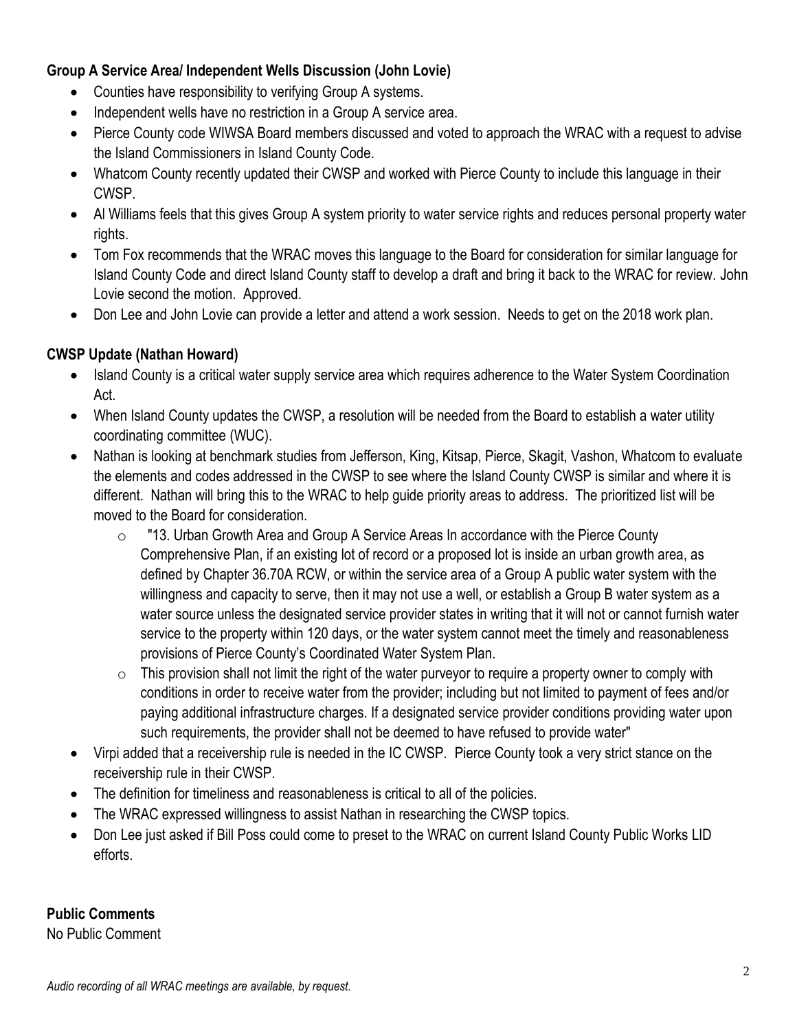**Group A Service Area/ Independent Wells Discussion (John Lovie)**

- Counties have responsibility to verifying Group A systems.
- Independent wells have no restriction in a Group A service area.
- Pierce County code WIWSA Board members discussed and voted to approach the WRAC with a request to advise the Island Commissioners in Island County Code.
- Whatcom County recently updated their CWSP and worked with Pierce County to include this language in their CWSP.
- Al Williams feels that this gives Group A system priority to water service rights and reduces personal property water rights.
- Tom Fox recommends that the WRAC moves this language to the Board for consideration for similar language for Island County Code and direct Island County staff to develop a draft and bring it back to the WRAC for review. John Lovie second the motion. Approved.
- Don Lee and John Lovie can provide a letter and attend a work session. Needs to get on the 2018 work plan.

**CWSP Update (Nathan Howard)**

- Island County is a critical water supply service area which requires adherence to the Water System Coordination Act.
- When Island County updates the CWSP, a resolution will be needed from the Board to establish a water utility coordinating committee (WUC).
- Nathan is looking at benchmark studies from Jefferson, King, Kitsap, Pierce, Skagit, Vashon, Whatcom to evaluate the elements and codes addressed in the CWSP to see where the Island County CWSP is similar and where it is different. Nathan will bring this to the WRAC to help guide priority areas to address. The prioritized list will be moved to the Board for consideration.
  - "13. Urban Growth Area and Group A Service Areas In accordance with the Pierce County Comprehensive Plan, if an existing lot of record or a proposed lot is inside an urban growth area, as defined by Chapter 36.70A RCW, or within the service area of a Group A public water system with the willingness and capacity to serve, then it may not use a well, or establish a Group B water system as a water source unless the designated service provider states in writing that it will not or cannot furnish water service to the property within 120 days, or the water system cannot meet the timely and reasonableness provisions of Pierce County's Coordinated Water System Plan.
  - This provision shall not limit the right of the water purveyor to require a property owner to comply with conditions in order to receive water from the provider; including but not limited to payment of fees and/or paying additional infrastructure charges. If a designated service provider conditions providing water upon such requirements, the provider shall not be deemed to have refused to provide water"
- Virpi added that a receivership rule is needed in the IC CWSP. Pierce County took a very strict stance on the receivership rule in their CWSP.
- The definition for timeliness and reasonableness is critical to all of the policies.
- The WRAC expressed willingness to assist Nathan in researching the CWSP topics.
- Don Lee just asked if Bill Poss could come to preset to the WRAC on current Island County Public Works LID efforts.

**Public Comments**

No Public Comment

*Audio recording of all WRAC meetings are available, by request.*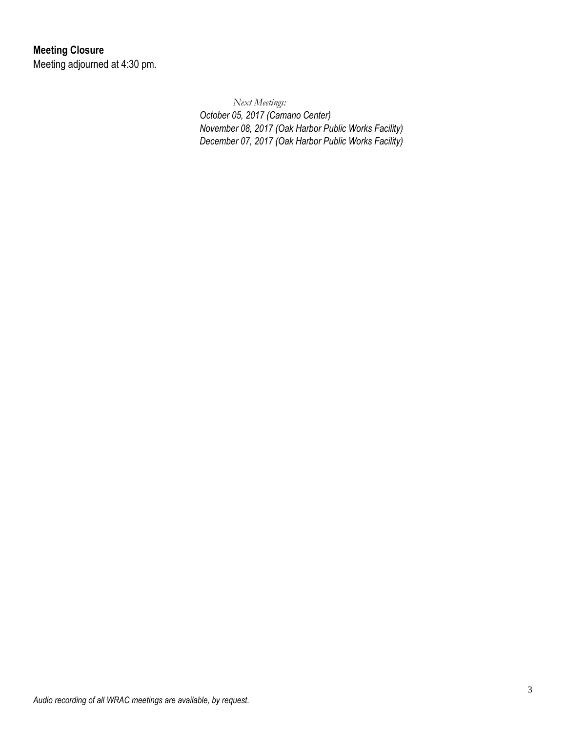**Meeting Closure**

Meeting adjourned at 4:30 pm.

*Next Meetings:*

*October 05, 2017 (Camano Center)*
*November 08, 2017 (Oak Harbor Public Works Facility)*
*December 07, 2017 (Oak Harbor Public Works Facility)*

*Audio recording of all WRAC meetings are available, by request.*